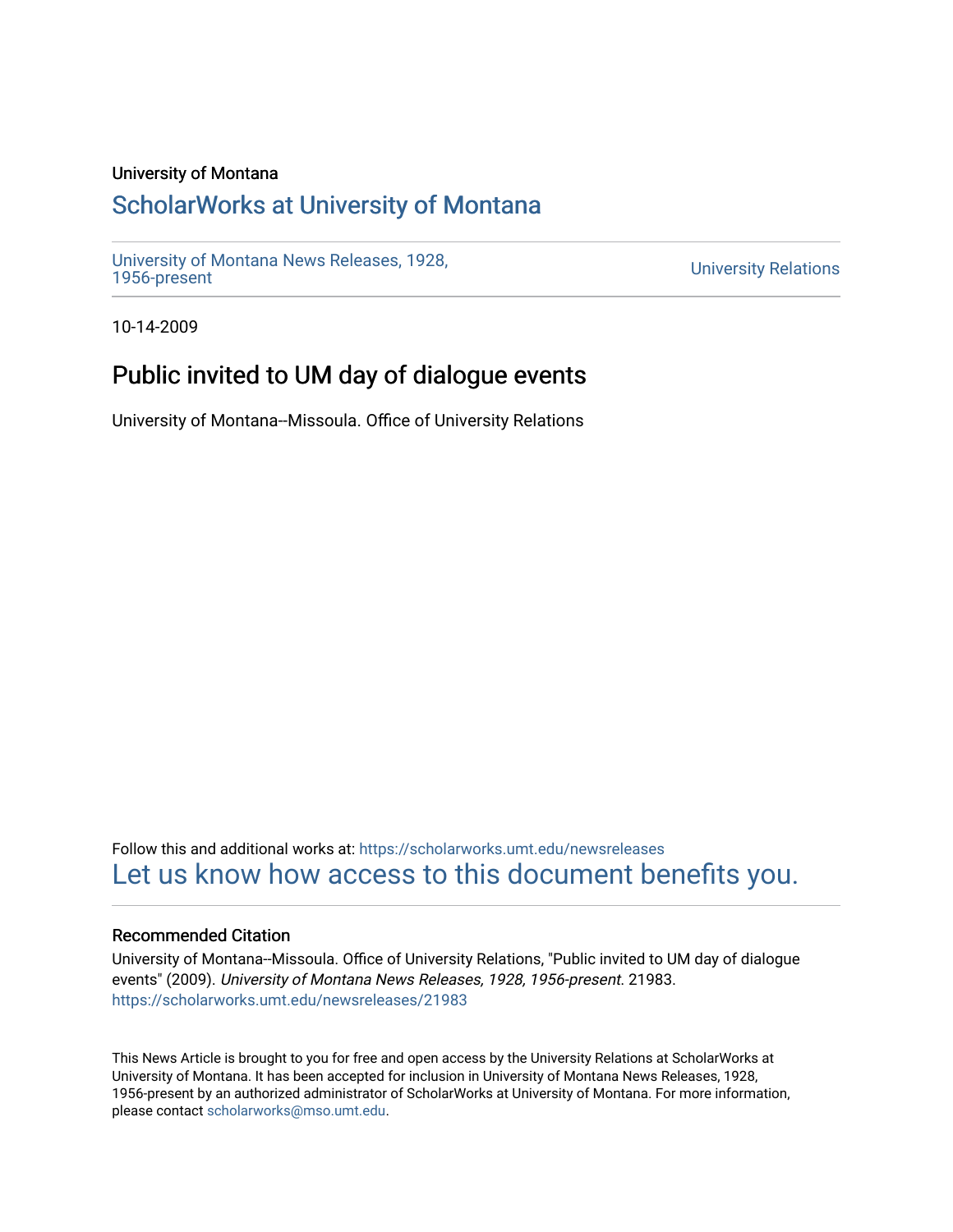University of Montana

## ScholarWorks at University of Montana

University of Montana News Releases, 1928, 1956-present

University Relations

10-14-2009

# Public invited to UM day of dialogue events

University of Montana--Missoula. Office of University Relations

Follow this and additional works at: https://scholarworks.umt.edu/newsreleases

Let us know how access to this document benefits you.

### Recommended Citation

University of Montana--Missoula. Office of University Relations, "Public invited to UM day of dialogue events" (2009). *University of Montana News Releases, 1928, 1956-present*. 21983. https://scholarworks.umt.edu/newsreleases/21983

This News Article is brought to you for free and open access by the University Relations at ScholarWorks at University of Montana. It has been accepted for inclusion in University of Montana News Releases, 1928, 1956-present by an authorized administrator of ScholarWorks at University of Montana. For more information, please contact scholarworks@mso.umt.edu.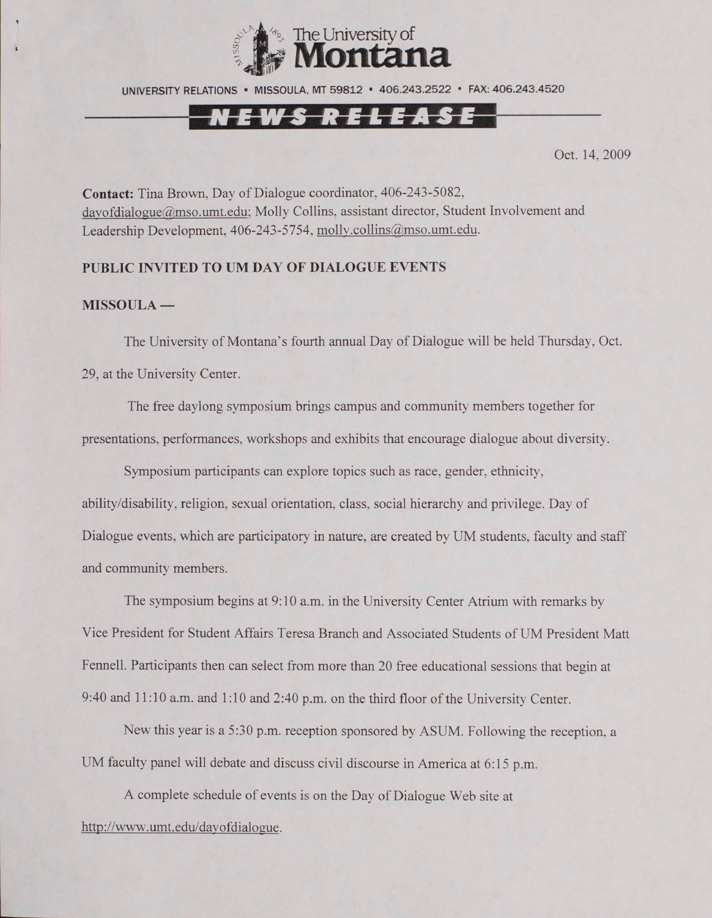The University of Montana

UNIVERSITY RELATIONS • MISSOULA, MT 59812 • 406.243.2522 • FAX: 406.243.4520

**NEWS RELEASE**

Oct. 14, 2009

**Contact:** Tina Brown, Day of Dialogue coordinator, 406-243-5082, dayofdialogue@mso.umt.edu; Molly Collins, assistant director, Student Involvement and Leadership Development, 406-243-5754, molly.collins@mso.umt.edu.

## PUBLIC INVITED TO UM DAY OF DIALOGUE EVENTS

**MISSOULA —**

The University of Montana's fourth annual Day of Dialogue will be held Thursday, Oct. 29, at the University Center.

The free daylong symposium brings campus and community members together for presentations, performances, workshops and exhibits that encourage dialogue about diversity.

Symposium participants can explore topics such as race, gender, ethnicity, ability/disability, religion, sexual orientation, class, social hierarchy and privilege. Day of Dialogue events, which are participatory in nature, are created by UM students, faculty and staff and community members.

The symposium begins at 9:10 a.m. in the University Center Atrium with remarks by Vice President for Student Affairs Teresa Branch and Associated Students of UM President Matt Fennell. Participants then can select from more than 20 free educational sessions that begin at 9:40 and 11:10 a.m. and 1:10 and 2:40 p.m. on the third floor of the University Center.

New this year is a 5:30 p.m. reception sponsored by ASUM. Following the reception, a UM faculty panel will debate and discuss civil discourse in America at 6:15 p.m.

A complete schedule of events is on the Day of Dialogue Web site at http://www.umt.edu/dayofdialogue.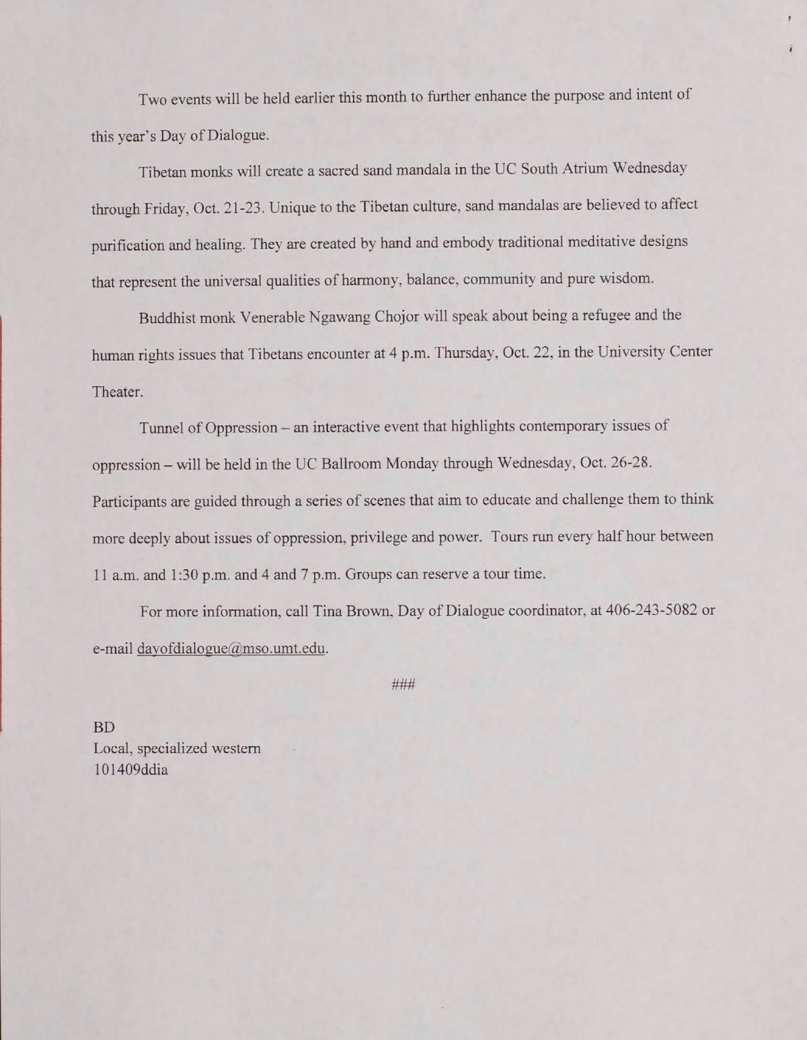Two events will be held earlier this month to further enhance the purpose and intent of this year's Day of Dialogue.

Tibetan monks will create a sacred sand mandala in the UC South Atrium Wednesday through Friday, Oct. 21-23. Unique to the Tibetan culture, sand mandalas are believed to affect purification and healing. They are created by hand and embody traditional meditative designs that represent the universal qualities of harmony, balance, community and pure wisdom.

Buddhist monk Venerable Ngawang Chojor will speak about being a refugee and the human rights issues that Tibetans encounter at 4 p.m. Thursday, Oct. 22, in the University Center Theater.

Tunnel of Oppression – an interactive event that highlights contemporary issues of oppression – will be held in the UC Ballroom Monday through Wednesday, Oct. 26-28. Participants are guided through a series of scenes that aim to educate and challenge them to think more deeply about issues of oppression, privilege and power. Tours run every half hour between 11 a.m. and 1:30 p.m. and 4 and 7 p.m. Groups can reserve a tour time.

For more information, call Tina Brown, Day of Dialogue coordinator, at 406-243-5082 or e-mail dayofdialogue@mso.umt.edu.

###

BD
Local, specialized western
101409ddia